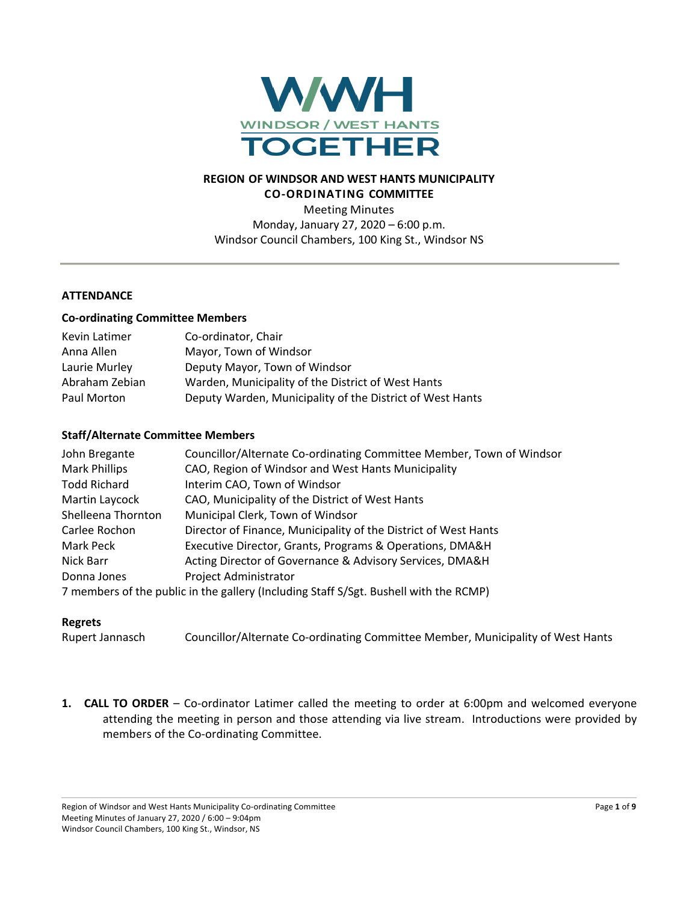**REGION OF WINDSOR AND WEST HANTS MUNICIPALITY**
**CO-ORDINATING COMMITTEE**

Meeting Minutes
Monday, January 27, 2020 – 6:00 p.m.
Windsor Council Chambers, 100 King St., Windsor NS

---

## ATTENDANCE

### Co-ordinating Committee Members

| | |
|---|---|
| Kevin Latimer | Co-ordinator, Chair |
| Anna Allen | Mayor, Town of Windsor |
| Laurie Murley | Deputy Mayor, Town of Windsor |
| Abraham Zebian | Warden, Municipality of the District of West Hants |
| Paul Morton | Deputy Warden, Municipality of the District of West Hants |

### Staff/Alternate Committee Members

| | |
|---|---|
| John Bregante | Councillor/Alternate Co-ordinating Committee Member, Town of Windsor |
| Mark Phillips | CAO, Region of Windsor and West Hants Municipality |
| Todd Richard | Interim CAO, Town of Windsor |
| Martin Laycock | CAO, Municipality of the District of West Hants |
| Shelleena Thornton | Municipal Clerk, Town of Windsor |
| Carlee Rochon | Director of Finance, Municipality of the District of West Hants |
| Mark Peck | Executive Director, Grants, Programs & Operations, DMA&H |
| Nick Barr | Acting Director of Governance & Advisory Services, DMA&H |
| Donna Jones | Project Administrator |

7 members of the public in the gallery (Including Staff S/Sgt. Bushell with the RCMP)

### Regrets

| | |
|---|---|
| Rupert Jannasch | Councillor/Alternate Co-ordinating Committee Member, Municipality of West Hants |

1. **CALL TO ORDER** – Co-ordinator Latimer called the meeting to order at 6:00pm and welcomed everyone attending the meeting in person and those attending via live stream. Introductions were provided by members of the Co-ordinating Committee.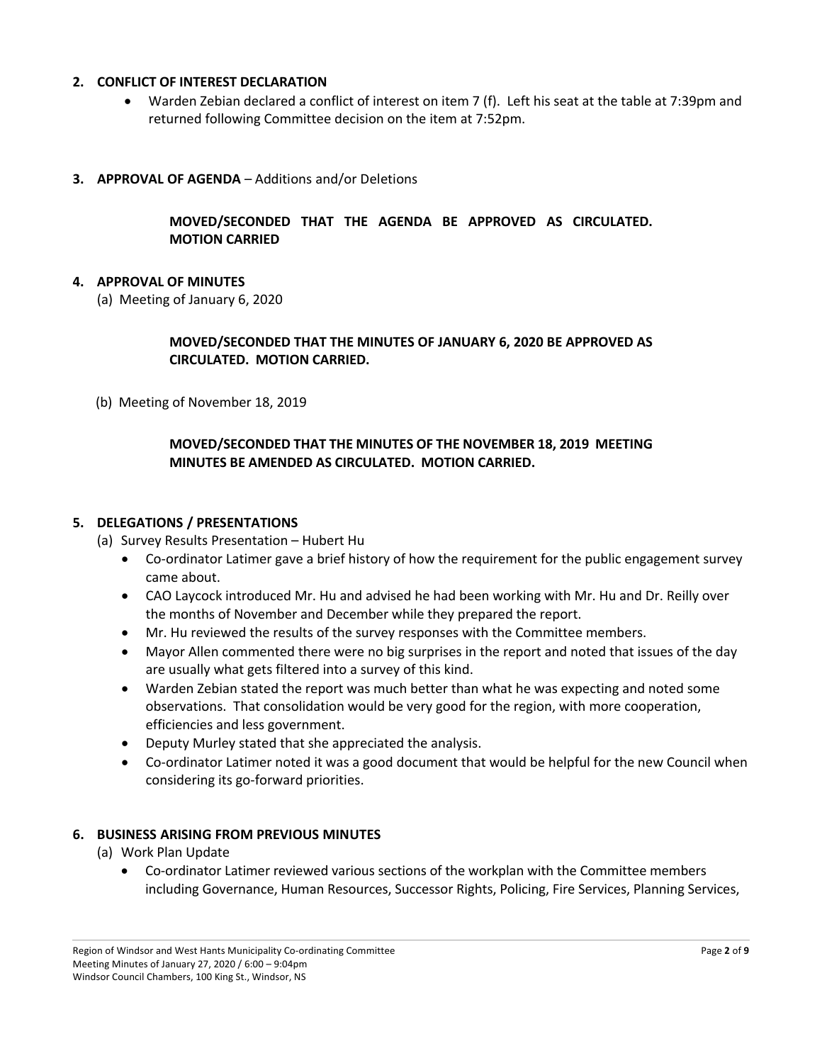**2. CONFLICT OF INTEREST DECLARATION**

- Warden Zebian declared a conflict of interest on item 7 (f). Left his seat at the table at 7:39pm and returned following Committee decision on the item at 7:52pm.

**3. APPROVAL OF AGENDA** – Additions and/or Deletions

**MOVED/SECONDED THAT THE AGENDA BE APPROVED AS CIRCULATED. MOTION CARRIED**

**4. APPROVAL OF MINUTES**

(a) Meeting of January 6, 2020

**MOVED/SECONDED THAT THE MINUTES OF JANUARY 6, 2020 BE APPROVED AS CIRCULATED. MOTION CARRIED.**

(b) Meeting of November 18, 2019

**MOVED/SECONDED THAT THE MINUTES OF THE NOVEMBER 18, 2019 MEETING MINUTES BE AMENDED AS CIRCULATED. MOTION CARRIED.**

**5. DELEGATIONS / PRESENTATIONS**

(a) Survey Results Presentation – Hubert Hu

- Co-ordinator Latimer gave a brief history of how the requirement for the public engagement survey came about.
- CAO Laycock introduced Mr. Hu and advised he had been working with Mr. Hu and Dr. Reilly over the months of November and December while they prepared the report.
- Mr. Hu reviewed the results of the survey responses with the Committee members.
- Mayor Allen commented there were no big surprises in the report and noted that issues of the day are usually what gets filtered into a survey of this kind.
- Warden Zebian stated the report was much better than what he was expecting and noted some observations. That consolidation would be very good for the region, with more cooperation, efficiencies and less government.
- Deputy Murley stated that she appreciated the analysis.
- Co-ordinator Latimer noted it was a good document that would be helpful for the new Council when considering its go-forward priorities.

**6. BUSINESS ARISING FROM PREVIOUS MINUTES**

(a) Work Plan Update

- Co-ordinator Latimer reviewed various sections of the workplan with the Committee members including Governance, Human Resources, Successor Rights, Policing, Fire Services, Planning Services,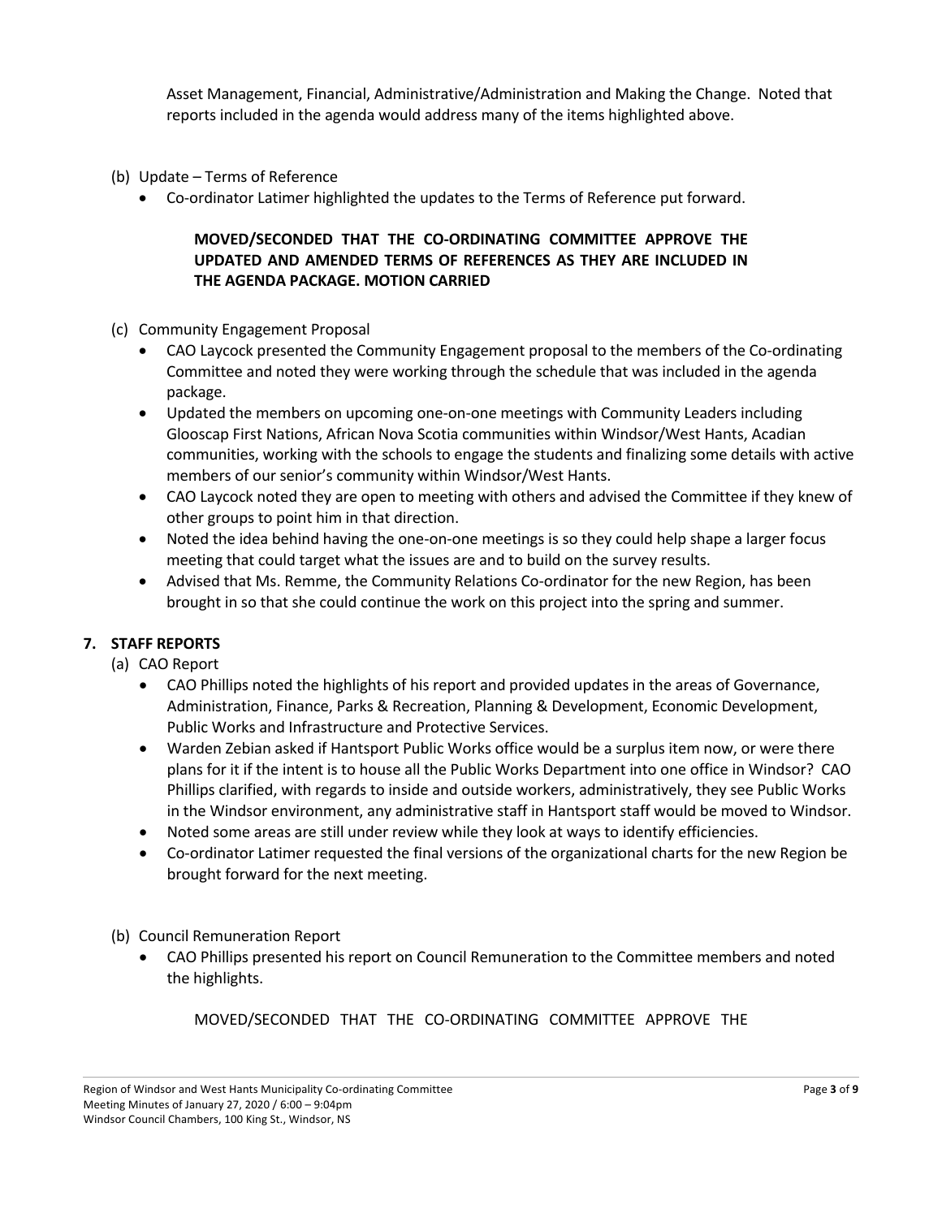Asset Management, Financial, Administrative/Administration and Making the Change. Noted that reports included in the agenda would address many of the items highlighted above.

(b) Update – Terms of Reference

- Co-ordinator Latimer highlighted the updates to the Terms of Reference put forward.

**MOVED/SECONDED THAT THE CO-ORDINATING COMMITTEE APPROVE THE UPDATED AND AMENDED TERMS OF REFERENCES AS THEY ARE INCLUDED IN THE AGENDA PACKAGE. MOTION CARRIED**

(c) Community Engagement Proposal

- CAO Laycock presented the Community Engagement proposal to the members of the Co-ordinating Committee and noted they were working through the schedule that was included in the agenda package.
- Updated the members on upcoming one-on-one meetings with Community Leaders including Glooscap First Nations, African Nova Scotia communities within Windsor/West Hants, Acadian communities, working with the schools to engage the students and finalizing some details with active members of our senior's community within Windsor/West Hants.
- CAO Laycock noted they are open to meeting with others and advised the Committee if they knew of other groups to point him in that direction.
- Noted the idea behind having the one-on-one meetings is so they could help shape a larger focus meeting that could target what the issues are and to build on the survey results.
- Advised that Ms. Remme, the Community Relations Co-ordinator for the new Region, has been brought in so that she could continue the work on this project into the spring and summer.

## 7. STAFF REPORTS

(a) CAO Report

- CAO Phillips noted the highlights of his report and provided updates in the areas of Governance, Administration, Finance, Parks & Recreation, Planning & Development, Economic Development, Public Works and Infrastructure and Protective Services.
- Warden Zebian asked if Hantsport Public Works office would be a surplus item now, or were there plans for it if the intent is to house all the Public Works Department into one office in Windsor? CAO Phillips clarified, with regards to inside and outside workers, administratively, they see Public Works in the Windsor environment, any administrative staff in Hantsport staff would be moved to Windsor.
- Noted some areas are still under review while they look at ways to identify efficiencies.
- Co-ordinator Latimer requested the final versions of the organizational charts for the new Region be brought forward for the next meeting.

(b) Council Remuneration Report

- CAO Phillips presented his report on Council Remuneration to the Committee members and noted the highlights.

MOVED/SECONDED THAT THE CO-ORDINATING COMMITTEE APPROVE THE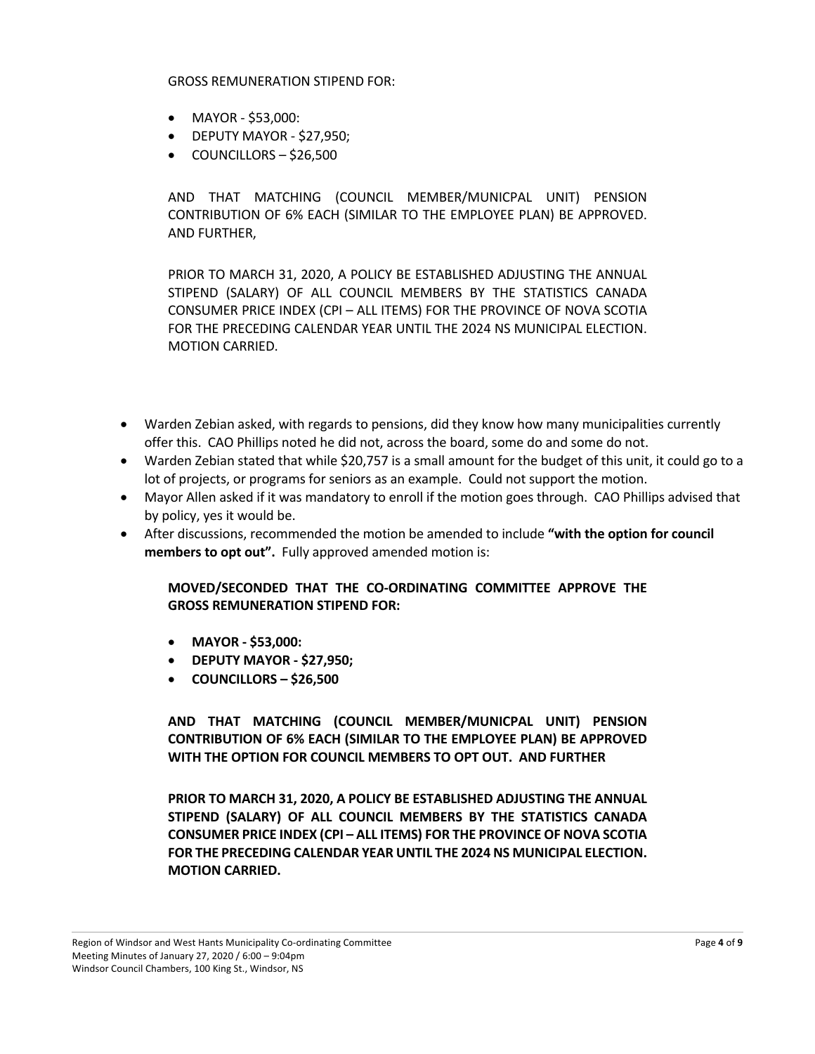GROSS REMUNERATION STIPEND FOR:

- MAYOR - $53,000:
- DEPUTY MAYOR - $27,950;
- COUNCILLORS – $26,500

AND THAT MATCHING (COUNCIL MEMBER/MUNICPAL UNIT) PENSION CONTRIBUTION OF 6% EACH (SIMILAR TO THE EMPLOYEE PLAN) BE APPROVED. AND FURTHER,

PRIOR TO MARCH 31, 2020, A POLICY BE ESTABLISHED ADJUSTING THE ANNUAL STIPEND (SALARY) OF ALL COUNCIL MEMBERS BY THE STATISTICS CANADA CONSUMER PRICE INDEX (CPI – ALL ITEMS) FOR THE PROVINCE OF NOVA SCOTIA FOR THE PRECEDING CALENDAR YEAR UNTIL THE 2024 NS MUNICIPAL ELECTION. MOTION CARRIED.

- Warden Zebian asked, with regards to pensions, did they know how many municipalities currently offer this. CAO Phillips noted he did not, across the board, some do and some do not.
- Warden Zebian stated that while $20,757 is a small amount for the budget of this unit, it could go to a lot of projects, or programs for seniors as an example. Could not support the motion.
- Mayor Allen asked if it was mandatory to enroll if the motion goes through. CAO Phillips advised that by policy, yes it would be.
- After discussions, recommended the motion be amended to include **"with the option for council members to opt out".** Fully approved amended motion is:

**MOVED/SECONDED THAT THE CO-ORDINATING COMMITTEE APPROVE THE GROSS REMUNERATION STIPEND FOR:**

- **MAYOR - $53,000:**
- **DEPUTY MAYOR - $27,950;**
- **COUNCILLORS – $26,500**

**AND THAT MATCHING (COUNCIL MEMBER/MUNICPAL UNIT) PENSION CONTRIBUTION OF 6% EACH (SIMILAR TO THE EMPLOYEE PLAN) BE APPROVED WITH THE OPTION FOR COUNCIL MEMBERS TO OPT OUT. AND FURTHER**

**PRIOR TO MARCH 31, 2020, A POLICY BE ESTABLISHED ADJUSTING THE ANNUAL STIPEND (SALARY) OF ALL COUNCIL MEMBERS BY THE STATISTICS CANADA CONSUMER PRICE INDEX (CPI – ALL ITEMS) FOR THE PROVINCE OF NOVA SCOTIA FOR THE PRECEDING CALENDAR YEAR UNTIL THE 2024 NS MUNICIPAL ELECTION. MOTION CARRIED.**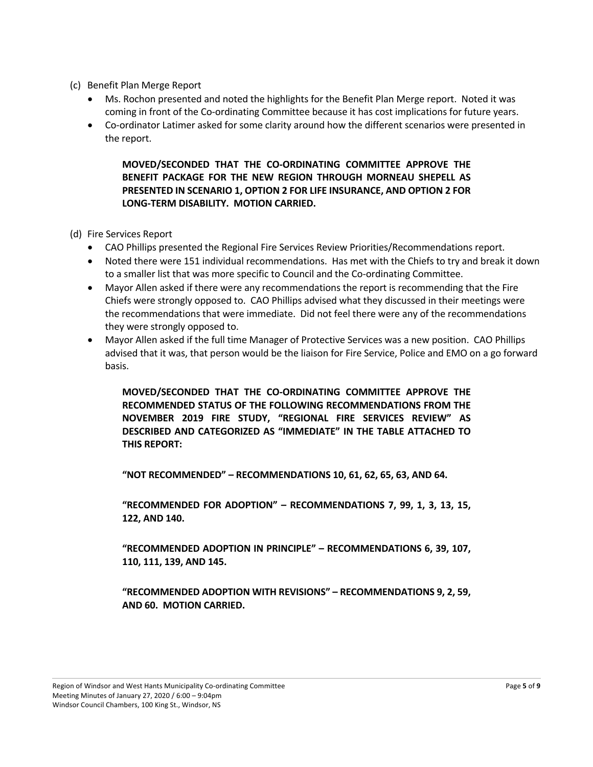(c) Benefit Plan Merge Report

- Ms. Rochon presented and noted the highlights for the Benefit Plan Merge report. Noted it was coming in front of the Co-ordinating Committee because it has cost implications for future years.
- Co-ordinator Latimer asked for some clarity around how the different scenarios were presented in the report.

> **MOVED/SECONDED THAT THE CO-ORDINATING COMMITTEE APPROVE THE BENEFIT PACKAGE FOR THE NEW REGION THROUGH MORNEAU SHEPELL AS PRESENTED IN SCENARIO 1, OPTION 2 FOR LIFE INSURANCE, AND OPTION 2 FOR LONG-TERM DISABILITY. MOTION CARRIED.**

(d) Fire Services Report

- CAO Phillips presented the Regional Fire Services Review Priorities/Recommendations report.
- Noted there were 151 individual recommendations. Has met with the Chiefs to try and break it down to a smaller list that was more specific to Council and the Co-ordinating Committee.
- Mayor Allen asked if there were any recommendations the report is recommending that the Fire Chiefs were strongly opposed to. CAO Phillips advised what they discussed in their meetings were the recommendations that were immediate. Did not feel there were any of the recommendations they were strongly opposed to.
- Mayor Allen asked if the full time Manager of Protective Services was a new position. CAO Phillips advised that it was, that person would be the liaison for Fire Service, Police and EMO on a go forward basis.

> **MOVED/SECONDED THAT THE CO-ORDINATING COMMITTEE APPROVE THE RECOMMENDED STATUS OF THE FOLLOWING RECOMMENDATIONS FROM THE NOVEMBER 2019 FIRE STUDY, "REGIONAL FIRE SERVICES REVIEW" AS DESCRIBED AND CATEGORIZED AS "IMMEDIATE" IN THE TABLE ATTACHED TO THIS REPORT:**
>
> **"NOT RECOMMENDED" – RECOMMENDATIONS 10, 61, 62, 65, 63, AND 64.**
>
> **"RECOMMENDED FOR ADOPTION" – RECOMMENDATIONS 7, 99, 1, 3, 13, 15, 122, AND 140.**
>
> **"RECOMMENDED ADOPTION IN PRINCIPLE" – RECOMMENDATIONS 6, 39, 107, 110, 111, 139, AND 145.**
>
> **"RECOMMENDED ADOPTION WITH REVISIONS" – RECOMMENDATIONS 9, 2, 59, AND 60. MOTION CARRIED.**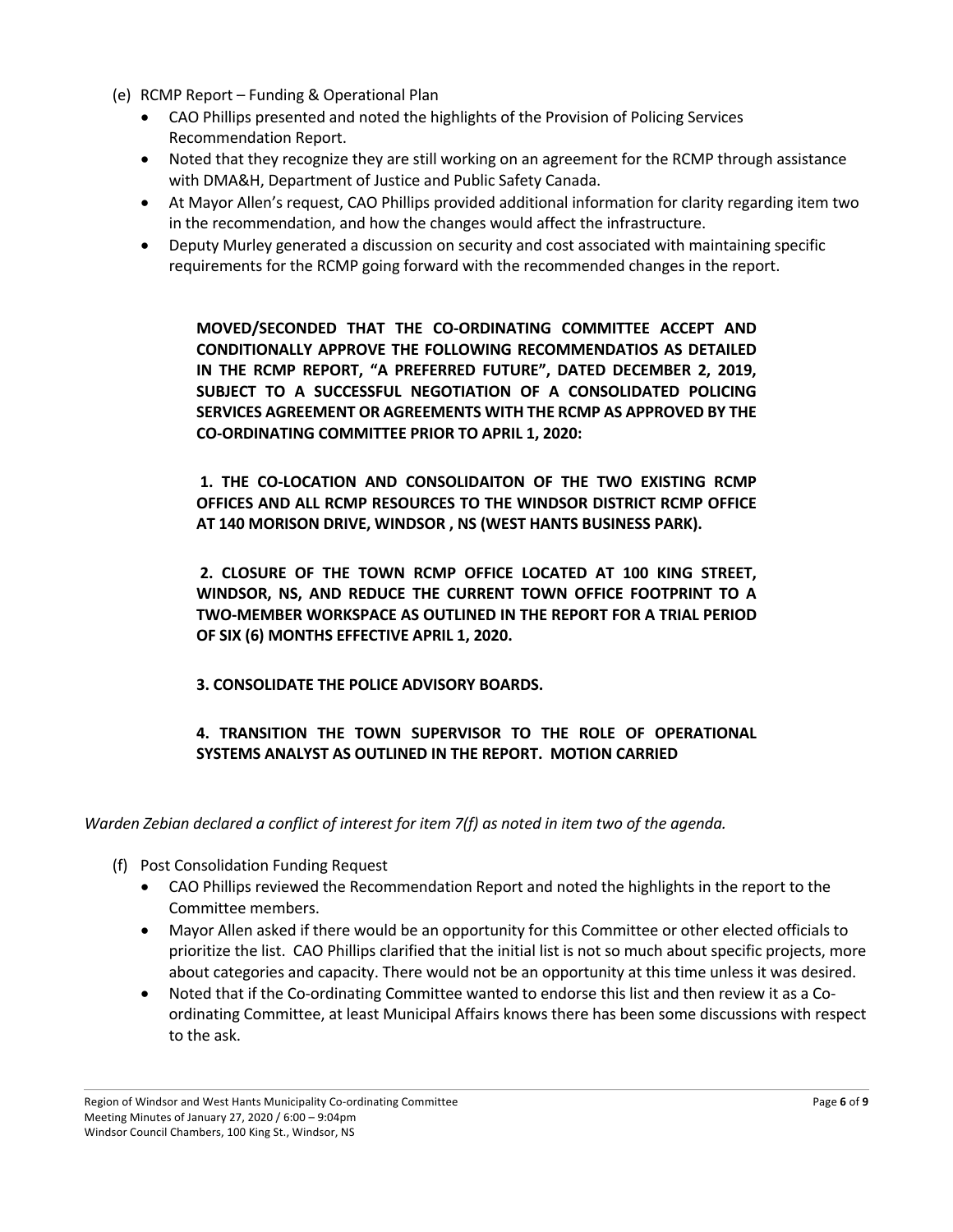(e) RCMP Report – Funding & Operational Plan

- CAO Phillips presented and noted the highlights of the Provision of Policing Services Recommendation Report.
- Noted that they recognize they are still working on an agreement for the RCMP through assistance with DMA&H, Department of Justice and Public Safety Canada.
- At Mayor Allen's request, CAO Phillips provided additional information for clarity regarding item two in the recommendation, and how the changes would affect the infrastructure.
- Deputy Murley generated a discussion on security and cost associated with maintaining specific requirements for the RCMP going forward with the recommended changes in the report.

**MOVED/SECONDED THAT THE CO-ORDINATING COMMITTEE ACCEPT AND CONDITIONALLY APPROVE THE FOLLOWING RECOMMENDATIOS AS DETAILED IN THE RCMP REPORT, "A PREFERRED FUTURE", DATED DECEMBER 2, 2019, SUBJECT TO A SUCCESSFUL NEGOTIATION OF A CONSOLIDATED POLICING SERVICES AGREEMENT OR AGREEMENTS WITH THE RCMP AS APPROVED BY THE CO-ORDINATING COMMITTEE PRIOR TO APRIL 1, 2020:**

**1. THE CO-LOCATION AND CONSOLIDAITON OF THE TWO EXISTING RCMP OFFICES AND ALL RCMP RESOURCES TO THE WINDSOR DISTRICT RCMP OFFICE AT 140 MORISON DRIVE, WINDSOR , NS (WEST HANTS BUSINESS PARK).**

**2. CLOSURE OF THE TOWN RCMP OFFICE LOCATED AT 100 KING STREET, WINDSOR, NS, AND REDUCE THE CURRENT TOWN OFFICE FOOTPRINT TO A TWO-MEMBER WORKSPACE AS OUTLINED IN THE REPORT FOR A TRIAL PERIOD OF SIX (6) MONTHS EFFECTIVE APRIL 1, 2020.**

**3. CONSOLIDATE THE POLICE ADVISORY BOARDS.**

**4. TRANSITION THE TOWN SUPERVISOR TO THE ROLE OF OPERATIONAL SYSTEMS ANALYST AS OUTLINED IN THE REPORT. MOTION CARRIED**

*Warden Zebian declared a conflict of interest for item 7(f) as noted in item two of the agenda.*

(f) Post Consolidation Funding Request

- CAO Phillips reviewed the Recommendation Report and noted the highlights in the report to the Committee members.
- Mayor Allen asked if there would be an opportunity for this Committee or other elected officials to prioritize the list. CAO Phillips clarified that the initial list is not so much about specific projects, more about categories and capacity. There would not be an opportunity at this time unless it was desired.
- Noted that if the Co-ordinating Committee wanted to endorse this list and then review it as a Co-ordinating Committee, at least Municipal Affairs knows there has been some discussions with respect to the ask.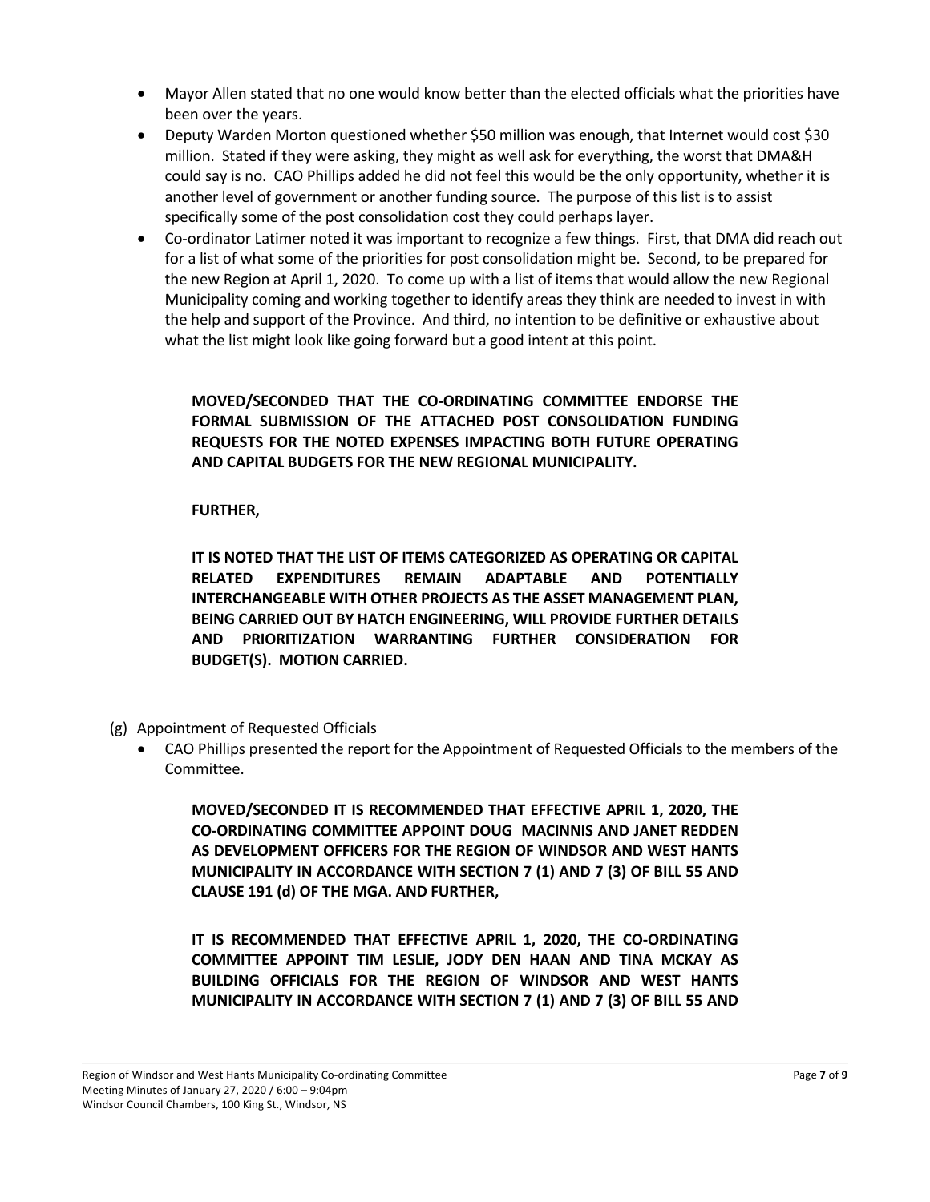- Mayor Allen stated that no one would know better than the elected officials what the priorities have been over the years.
- Deputy Warden Morton questioned whether $50 million was enough, that Internet would cost $30 million. Stated if they were asking, they might as well ask for everything, the worst that DMA&H could say is no. CAO Phillips added he did not feel this would be the only opportunity, whether it is another level of government or another funding source. The purpose of this list is to assist specifically some of the post consolidation cost they could perhaps layer.
- Co-ordinator Latimer noted it was important to recognize a few things. First, that DMA did reach out for a list of what some of the priorities for post consolidation might be. Second, to be prepared for the new Region at April 1, 2020. To come up with a list of items that would allow the new Regional Municipality coming and working together to identify areas they think are needed to invest in with the help and support of the Province. And third, no intention to be definitive or exhaustive about what the list might look like going forward but a good intent at this point.

> **MOVED/SECONDED THAT THE CO-ORDINATING COMMITTEE ENDORSE THE FORMAL SUBMISSION OF THE ATTACHED POST CONSOLIDATION FUNDING REQUESTS FOR THE NOTED EXPENSES IMPACTING BOTH FUTURE OPERATING AND CAPITAL BUDGETS FOR THE NEW REGIONAL MUNICIPALITY.**
>
> **FURTHER,**
>
> **IT IS NOTED THAT THE LIST OF ITEMS CATEGORIZED AS OPERATING OR CAPITAL RELATED EXPENDITURES REMAIN ADAPTABLE AND POTENTIALLY INTERCHANGEABLE WITH OTHER PROJECTS AS THE ASSET MANAGEMENT PLAN, BEING CARRIED OUT BY HATCH ENGINEERING, WILL PROVIDE FURTHER DETAILS AND PRIORITIZATION WARRANTING FURTHER CONSIDERATION FOR BUDGET(S). MOTION CARRIED.**

(g) Appointment of Requested Officials

- CAO Phillips presented the report for the Appointment of Requested Officials to the members of the Committee.

> **MOVED/SECONDED IT IS RECOMMENDED THAT EFFECTIVE APRIL 1, 2020, THE CO-ORDINATING COMMITTEE APPOINT DOUG MACINNIS AND JANET REDDEN AS DEVELOPMENT OFFICERS FOR THE REGION OF WINDSOR AND WEST HANTS MUNICIPALITY IN ACCORDANCE WITH SECTION 7 (1) AND 7 (3) OF BILL 55 AND CLAUSE 191 (d) OF THE MGA. AND FURTHER,**
>
> **IT IS RECOMMENDED THAT EFFECTIVE APRIL 1, 2020, THE CO-ORDINATING COMMITTEE APPOINT TIM LESLIE, JODY DEN HAAN AND TINA MCKAY AS BUILDING OFFICIALS FOR THE REGION OF WINDSOR AND WEST HANTS MUNICIPALITY IN ACCORDANCE WITH SECTION 7 (1) AND 7 (3) OF BILL 55 AND**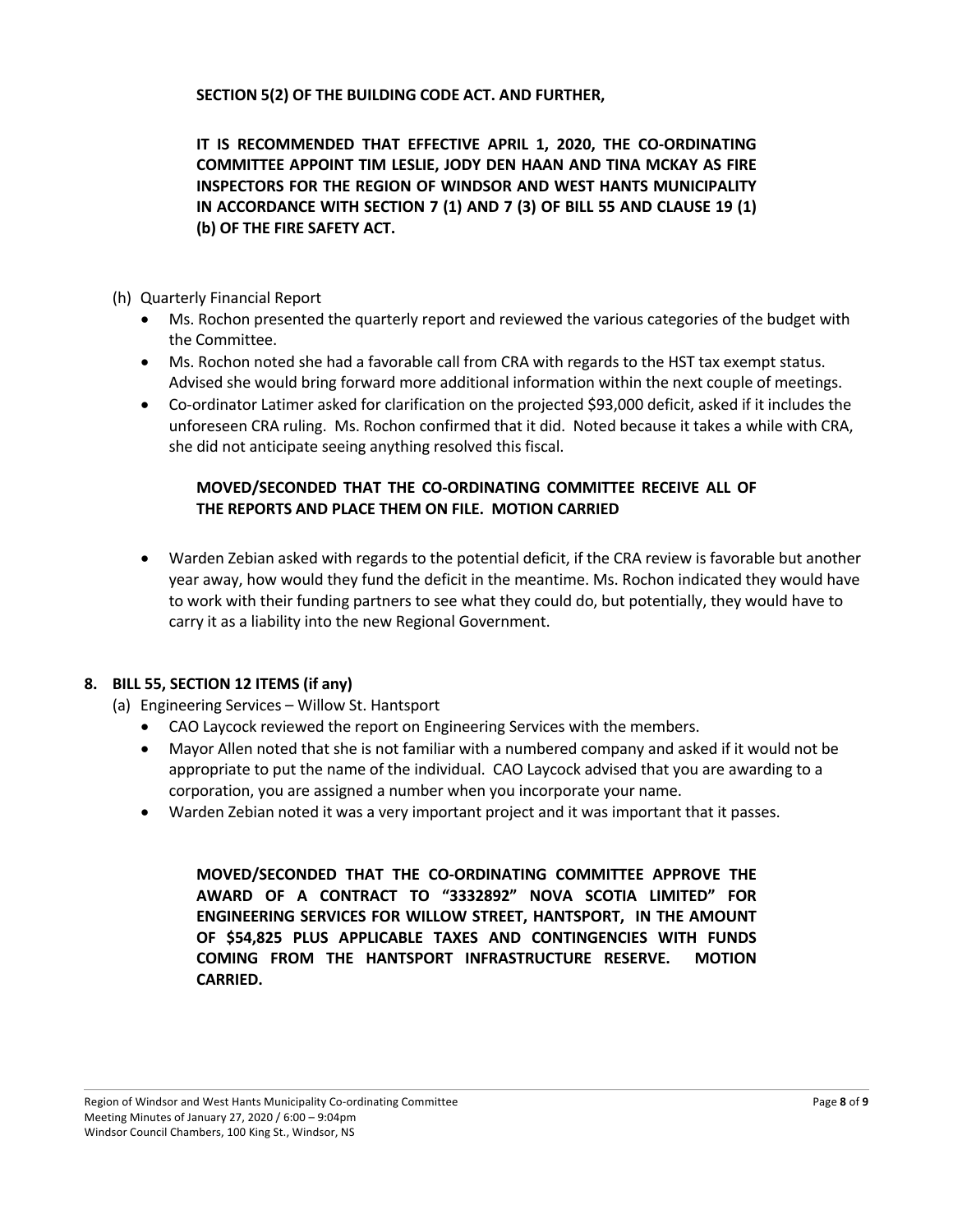**SECTION 5(2) OF THE BUILDING CODE ACT. AND FURTHER,**

**IT IS RECOMMENDED THAT EFFECTIVE APRIL 1, 2020, THE CO-ORDINATING COMMITTEE APPOINT TIM LESLIE, JODY DEN HAAN AND TINA MCKAY AS FIRE INSPECTORS FOR THE REGION OF WINDSOR AND WEST HANTS MUNICIPALITY IN ACCORDANCE WITH SECTION 7 (1) AND 7 (3) OF BILL 55 AND CLAUSE 19 (1) (b) OF THE FIRE SAFETY ACT.**

(h) Quarterly Financial Report

- Ms. Rochon presented the quarterly report and reviewed the various categories of the budget with the Committee.
- Ms. Rochon noted she had a favorable call from CRA with regards to the HST tax exempt status. Advised she would bring forward more additional information within the next couple of meetings.
- Co-ordinator Latimer asked for clarification on the projected $93,000 deficit, asked if it includes the unforeseen CRA ruling. Ms. Rochon confirmed that it did. Noted because it takes a while with CRA, she did not anticipate seeing anything resolved this fiscal.

**MOVED/SECONDED THAT THE CO-ORDINATING COMMITTEE RECEIVE ALL OF THE REPORTS AND PLACE THEM ON FILE. MOTION CARRIED**

- Warden Zebian asked with regards to the potential deficit, if the CRA review is favorable but another year away, how would they fund the deficit in the meantime. Ms. Rochon indicated they would have to work with their funding partners to see what they could do, but potentially, they would have to carry it as a liability into the new Regional Government.

## 8. BILL 55, SECTION 12 ITEMS (if any)

(a) Engineering Services – Willow St. Hantsport

- CAO Laycock reviewed the report on Engineering Services with the members.
- Mayor Allen noted that she is not familiar with a numbered company and asked if it would not be appropriate to put the name of the individual. CAO Laycock advised that you are awarding to a corporation, you are assigned a number when you incorporate your name.
- Warden Zebian noted it was a very important project and it was important that it passes.

**MOVED/SECONDED THAT THE CO-ORDINATING COMMITTEE APPROVE THE AWARD OF A CONTRACT TO "3332892" NOVA SCOTIA LIMITED" FOR ENGINEERING SERVICES FOR WILLOW STREET, HANTSPORT, IN THE AMOUNT OF $54,825 PLUS APPLICABLE TAXES AND CONTINGENCIES WITH FUNDS COMING FROM THE HANTSPORT INFRASTRUCTURE RESERVE. MOTION CARRIED.**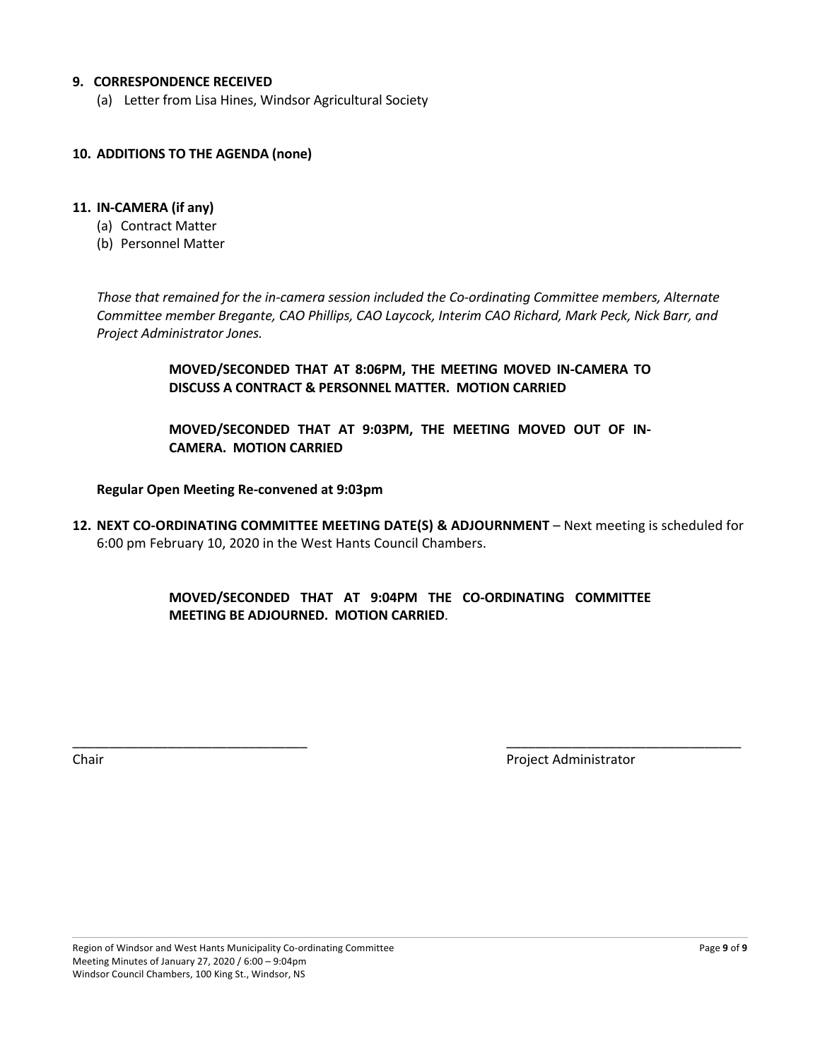**9. CORRESPONDENCE RECEIVED**

(a) Letter from Lisa Hines, Windsor Agricultural Society

**10. ADDITIONS TO THE AGENDA (none)**

**11. IN-CAMERA (if any)**

(a) Contract Matter
(b) Personnel Matter

*Those that remained for the in-camera session included the Co-ordinating Committee members, Alternate Committee member Bregante, CAO Phillips, CAO Laycock, Interim CAO Richard, Mark Peck, Nick Barr, and Project Administrator Jones.*

**MOVED/SECONDED THAT AT 8:06PM, THE MEETING MOVED IN-CAMERA TO DISCUSS A CONTRACT & PERSONNEL MATTER. MOTION CARRIED**

**MOVED/SECONDED THAT AT 9:03PM, THE MEETING MOVED OUT OF IN-CAMERA. MOTION CARRIED**

**Regular Open Meeting Re-convened at 9:03pm**

**12. NEXT CO-ORDINATING COMMITTEE MEETING DATE(S) & ADJOURNMENT** – Next meeting is scheduled for 6:00 pm February 10, 2020 in the West Hants Council Chambers.

**MOVED/SECONDED THAT AT 9:04PM THE CO-ORDINATING COMMITTEE MEETING BE ADJOURNED. MOTION CARRIED**.

\_\_\_\_\_\_\_\_\_\_\_\_\_\_\_\_\_\_\_\_\_\_\_\_\_\_\_\_\_\_\_\_

Chair

\_\_\_\_\_\_\_\_\_\_\_\_\_\_\_\_\_\_\_\_\_\_\_\_\_\_\_\_\_\_\_\_

Project Administrator